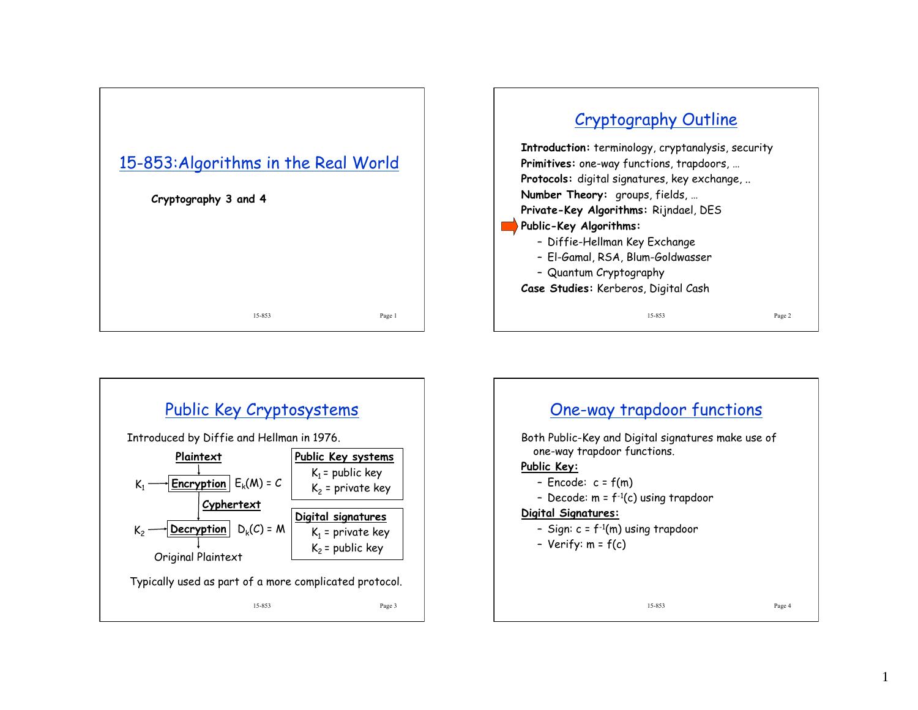# 15-853:Algorithms in the Real World

**Cryptography 3 and 4**

## Cryptography Outline

**Introduction:** terminology, cryptanalysis, security
**Primitives:** one-way functions, trapdoors, …
**Protocols:** digital signatures, key exchange, ..
**Number Theory:** groups, fields, …
**Private-Key Algorithms:** Rijndael, DES
**Public-Key Algorithms:**

- Diffie-Hellman Key Exchange
- El-Gamal, RSA, Blum-Goldwasser
- Quantum Cryptography

**Case Studies:** Kerberos, Digital Cash

## Public Key Cryptosystems

Introduced by Diffie and Hellman in 1976.

Plaintext → ($K_1$ →) **Encryption** $E_k(M) = C$ → Cyphertext → ($K_2$ →) **Decryption** $D_k(C) = M$ → Original Plaintext

**Public Key systems**
- $K_1$ = public key
- $K_2$ = private key

**Digital signatures**
- $K_1$ = private key
- $K_2$ = public key

Typically used as part of a more complicated protocol.

## One-way trapdoor functions

Both Public-Key and Digital signatures make use of one-way trapdoor functions.

**Public Key:**

- Encode: $c = f(m)$
- Decode: $m = f^{-1}(c)$ using trapdoor

**Digital Signatures:**

- Sign: $c = f^{-1}(m)$ using trapdoor
- Verify: $m = f(c)$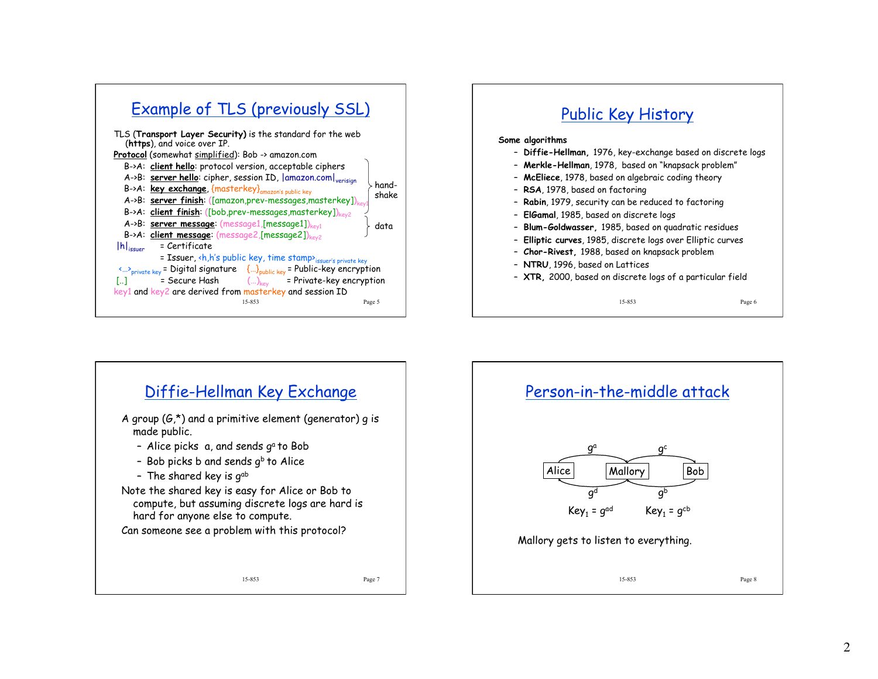## Example of TLS (previously SSL)

TLS (**Transport Layer Security**) is the standard for the web (**https**), and voice over IP.

Protocol (somewhat simplified): Bob -> amazon.com

- B->A: **client hello**: protocol version, acceptable ciphers
- A->B: **server hello**: cipher, session ID, $|\text{amazon.com}|_{verisign}$
- B->A: **key exchange**, $\{\text{masterkey}\}_{\text{amazon's public key}}$
- A->B: **server finish**: $([\text{amazon,prev-messages,masterkey}])_{key1}$
- B->A: **client finish**: $([\text{bob,prev-messages,masterkey}])_{key2}$
- A->B: **server message**: $(\text{message1},[\text{message1}])_{key1}$
- B->A: **client message**: $(\text{message2},[\text{message2}])_{key2}$

(The first five steps are the handshake; the last two are data.)

$|h|_{issuer}$ = Certificate = Issuer, $\langle h, \text{h's public key, time stamp} \rangle_{\text{issuer's private key}}$

$\langle\ldots\rangle_{\text{private key}}$ = Digital signature

$\{\ldots\}_{\text{public key}}$ = Public-key encryption

$[..]$ = Secure Hash

$(\ldots)_{key}$ = Private-key encryption

key1 and key2 are derived from masterkey and session ID

## Public Key History

**Some algorithms**

- **Diffie-Hellman**, 1976, key-exchange based on discrete logs
- **Merkle-Hellman**, 1978, based on "knapsack problem"
- **McEliece**, 1978, based on algebraic coding theory
- **RSA**, 1978, based on factoring
- **Rabin**, 1979, security can be reduced to factoring
- **ElGamal**, 1985, based on discrete logs
- **Blum-Goldwasser**, 1985, based on quadratic residues
- **Elliptic curves**, 1985, discrete logs over Elliptic curves
- **Chor-Rivest**, 1988, based on knapsack problem
- **NTRU**, 1996, based on Lattices
- **XTR**, 2000, based on discrete logs of a particular field

## Diffie-Hellman Key Exchange

A group $(G,*)$ and a primitive element (generator) $g$ is made public.

- Alice picks $a$, and sends $g^a$ to Bob
- Bob picks $b$ and sends $g^b$ to Alice
- The shared key is $g^{ab}$

Note the shared key is easy for Alice or Bob to compute, but assuming discrete logs are hard is hard for anyone else to compute.

Can someone see a problem with this protocol?

## Person-in-the-middle attack

Alice — Mallory — Bob: Alice sends $g^a$ to Mallory, Mallory sends $g^c$ to Bob; Bob sends $g^b$ to Mallory, Mallory sends $g^d$ to Alice.

$\text{Key}_1 = g^{ad}$ $\qquad$ $\text{Key}_1 = g^{cb}$

Mallory gets to listen to everything.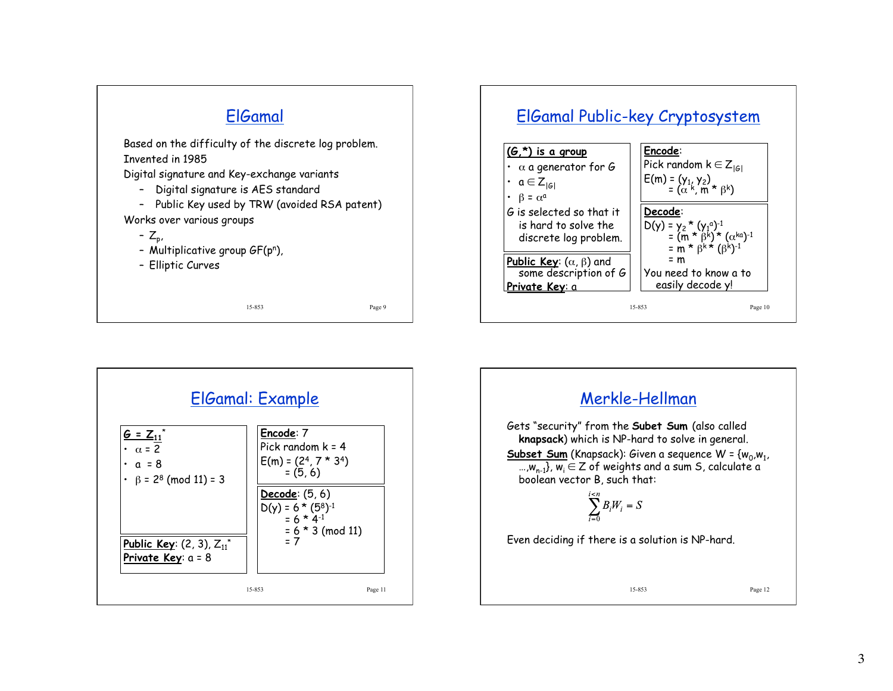## ElGamal

Based on the difficulty of the discrete log problem.

Invented in 1985

Digital signature and Key-exchange variants

- Digital signature is AES standard
- Public Key used by TRW (avoided RSA patent)

Works over various groups

- $Z_p$,
- Multiplicative group $GF(p^n)$,
- Elliptic Curves

## ElGamal Public-key Cryptosystem

**(G,*) is a group**

- $\alpha$ a generator for $G$
- $a \in Z_{|G|}$
- $\beta = \alpha^a$

$G$ is selected so that it is hard to solve the discrete log problem.

**Public Key**: $(\alpha, \beta)$ and some description of $G$

**Private Key**: $a$

**Encode**:

Pick random $k \in Z_{|G|}$

$E(m) = (y_1, y_2)$
$= (\alpha^k, m * \beta^k)$

**Decode**:

$D(y) = y_2 * (y_1^a)^{-1}$
$= (m * \beta^k) * (\alpha^{ka})^{-1}$
$= m * \beta^k * (\beta^k)^{-1}$
$= m$

You need to know a to easily decode y!

## ElGamal: Example

**$G = Z_{11}^*$**

- $\alpha = 2$
- $a = 8$
- $\beta = 2^8 \pmod{11} = 3$

**Public Key**: $(2, 3)$, $Z_{11}^*$

**Private Key**: $a = 8$

**Encode**: 7

Pick random $k = 4$

$E(m) = (2^4, 7 * 3^4)$
$= (5, 6)$

**Decode**: $(5, 6)$

$D(y) = 6 * (5^8)^{-1}$
$= 6 * 4^{-1}$
$= 6 * 3 \pmod{11}$
$= 7$

## Merkle-Hellman

Gets "security" from the **Subet Sum** (also called **knapsack**) which is NP-hard to solve in general.

**Subset Sum** (Knapsack): Given a sequence $W = \{w_0, w_1, \ldots, w_{n-1}\}$, $w_i \in Z$ of weights and a sum S, calculate a boolean vector B, such that:

$$\sum_{i=0}^{i<n} B_i W_i = S$$

Even deciding if there is a solution is NP-hard.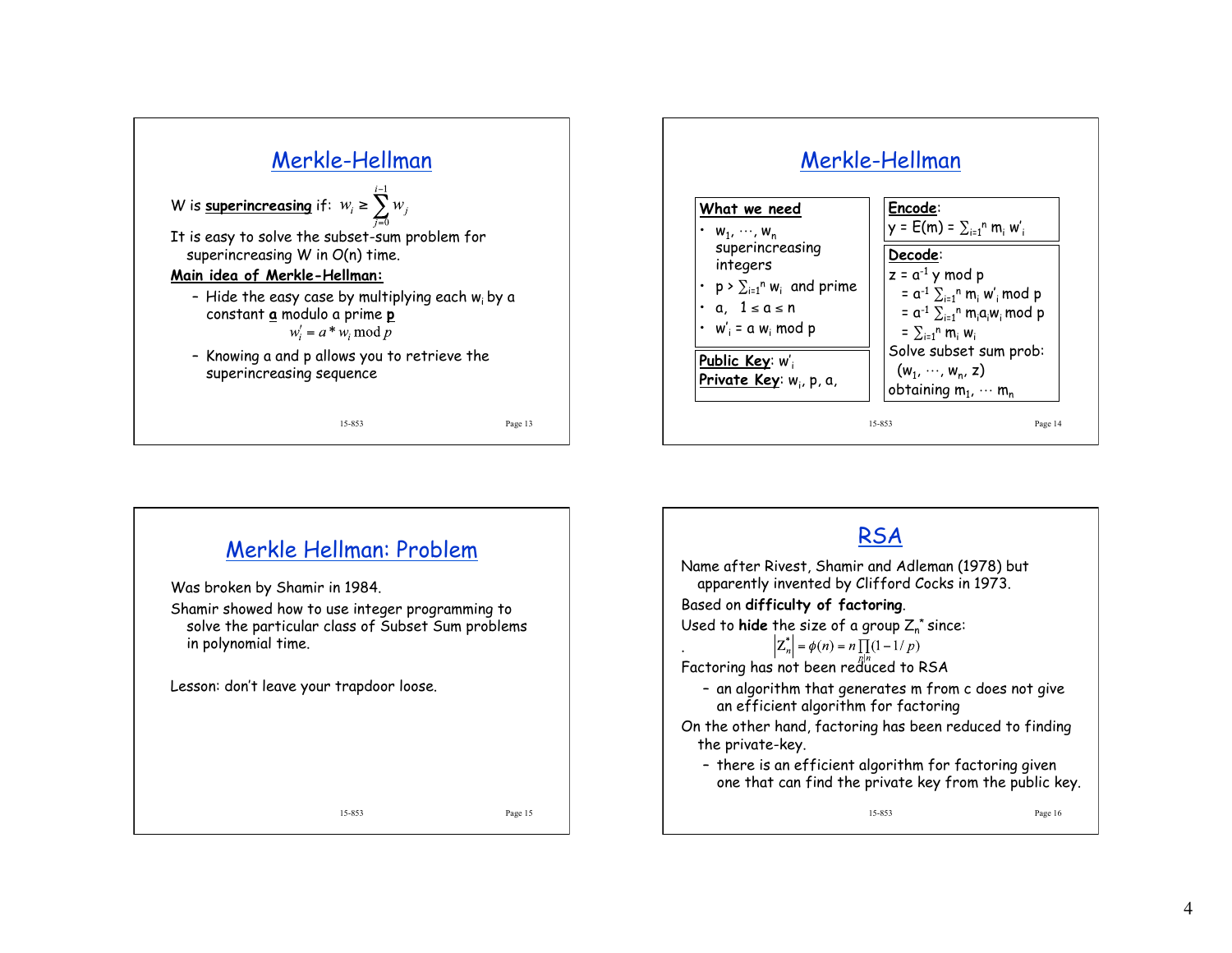## Merkle-Hellman

W is **superincreasing** if: $w_i \geq \sum_{j=0}^{i-1} w_j$

It is easy to solve the subset-sum problem for superincreasing W in O(n) time.

***Main idea of Merkle-Hellman:***

- Hide the easy case by multiplying each $w_i$ by a constant **a** modulo a prime **p**

$$w'_i = a * w_i \bmod p$$

- Knowing a and p allows you to retrieve the superincreasing sequence

## Merkle-Hellman

**What we need**

- $w_1, \cdots, w_n$ superincreasing integers
- $p > \sum_{i=1}^{n} w_i$ and prime
- a, $1 \leq a \leq n$
- $w'_i = a\, w_i \bmod p$

**Public Key**: $w'_i$

**Private Key**: $w_i$, p, a,

**Encode**:

$y = E(m) = \sum_{i=1}^{n} m_i w'_i$

**Decode**:

$z = a^{-1} y \bmod p$

$= a^{-1} \sum_{i=1}^{n} m_i w'_i \bmod p$

$= a^{-1} \sum_{i=1}^{n} m_i a_i w_i \bmod p$

$= \sum_{i=1}^{n} m_i w_i$

Solve subset sum prob: $(w_1, \cdots, w_n, z)$ obtaining $m_1, \cdots m_n$

## Merkle Hellman: Problem

Was broken by Shamir in 1984.

Shamir showed how to use integer programming to solve the particular class of Subset Sum problems in polynomial time.

Lesson: don't leave your trapdoor loose.

## RSA

Name after Rivest, Shamir and Adleman (1978) but apparently invented by Clifford Cocks in 1973.

Based on **difficulty of factoring**.

Used to **hide** the size of a group $Z_n^*$ since:

$$|Z_n^*| = \phi(n) = n \prod_{p|n} (1 - 1/p)$$

Factoring has not been reduced to RSA

- an algorithm that generates m from c does not give an efficient algorithm for factoring

On the other hand, factoring has been reduced to finding the private-key.

- there is an efficient algorithm for factoring given one that can find the private key from the public key.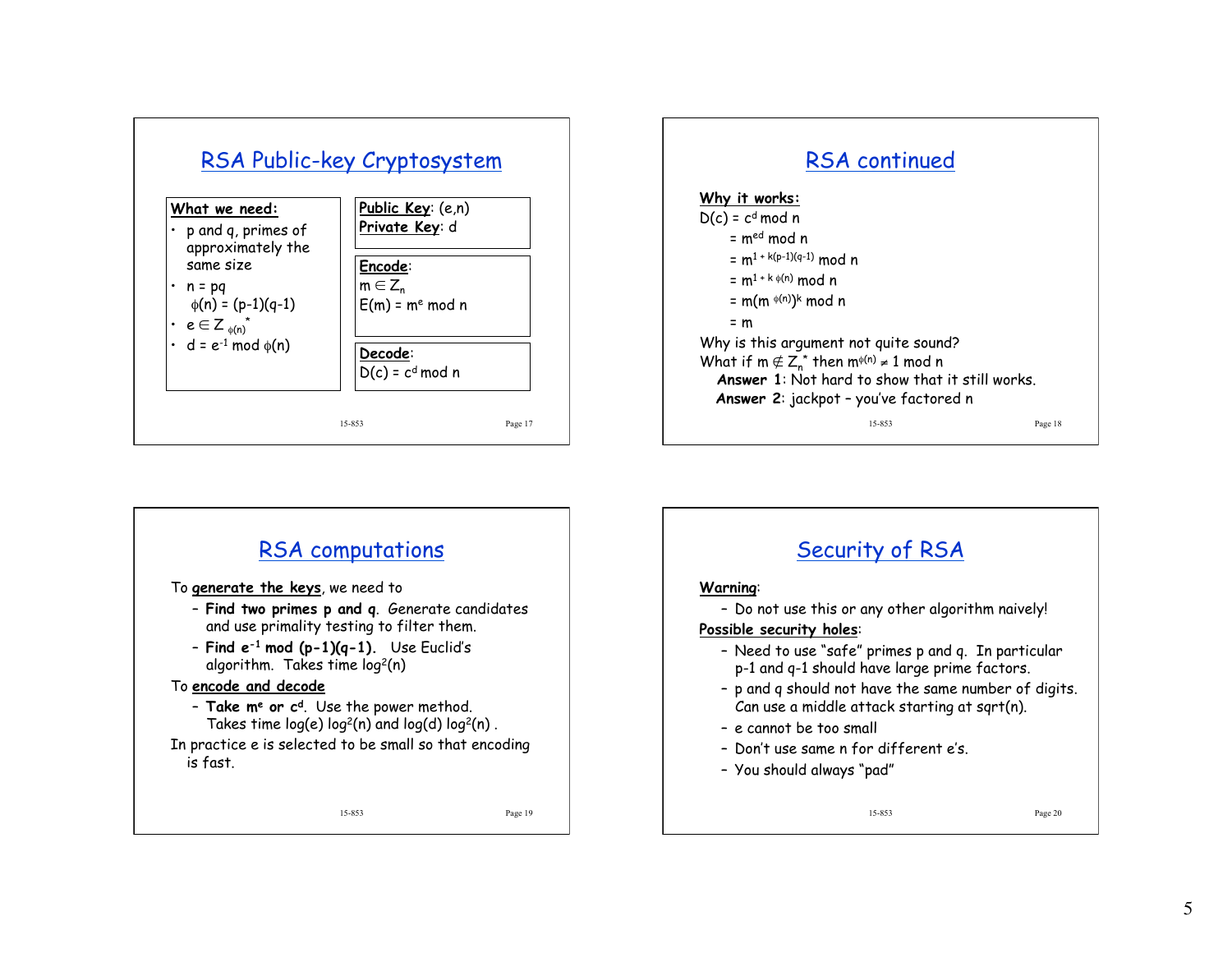## RSA Public-key Cryptosystem

**What we need:**

- p and q, primes of approximately the same size
- $n = pq$
  $\phi(n) = (p-1)(q-1)$
- $e \in Z_{\phi(n)}^*$
- $d = e^{-1} \bmod \phi(n)$

**Public Key**: $(e,n)$
**Private Key**: $d$

**Encode**:
$m \in Z_n$
$E(m) = m^e \bmod n$

**Decode**:
$D(c) = c^d \bmod n$

## RSA continued

**Why it works:**

$D(c) = c^d \bmod n$
$= m^{ed} \bmod n$
$= m^{1 + k(p-1)(q-1)} \bmod n$
$= m^{1 + k\,\phi(n)} \bmod n$
$= m(m^{\phi(n)})^k \bmod n$
$= m$

Why is this argument not quite sound?

What if $m \notin Z_n^*$ then $m^{\phi(n)} \neq 1 \bmod n$

**Answer 1**: Not hard to show that it still works.
**Answer 2**: jackpot – you've factored n

## RSA computations

To **generate the keys**, we need to

- **Find two primes p and q**. Generate candidates and use primality testing to filter them.
- **Find $e^{-1} \bmod (p-1)(q-1)$**. Use Euclid's algorithm. Takes time $\log^2(n)$

To **encode and decode**

- **Take $m^e$ or $c^d$**. Use the power method. Takes time $\log(e) \log^2(n)$ and $\log(d) \log^2(n)$ .

In practice e is selected to be small so that encoding is fast.

## Security of RSA

**Warning**:

- Do not use this or any other algorithm naively!

**Possible security holes**:

- Need to use "safe" primes p and q. In particular p-1 and q-1 should have large prime factors.
- p and q should not have the same number of digits. Can use a middle attack starting at sqrt(n).
- e cannot be too small
- Don't use same n for different e's.
- You should always "pad"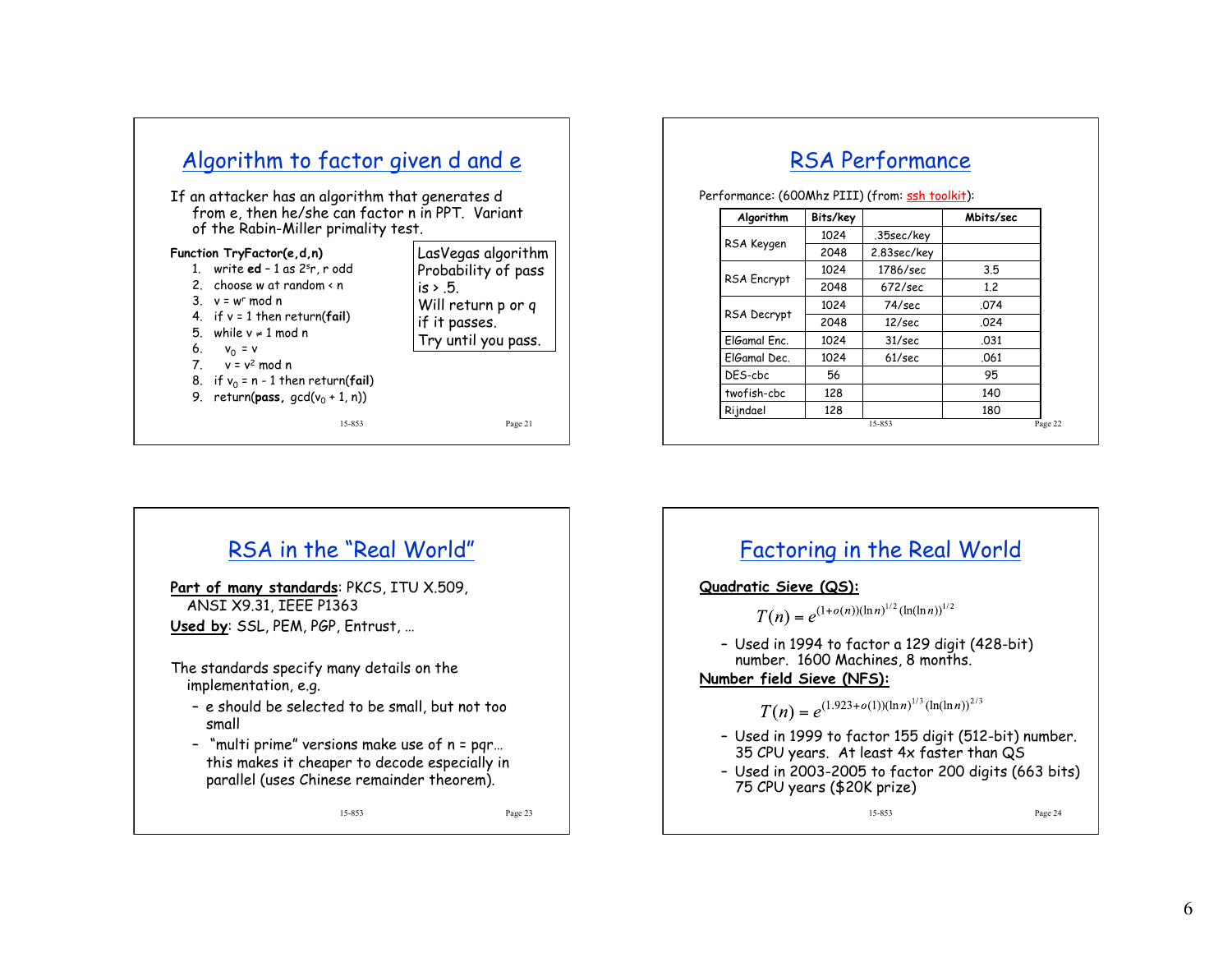## Algorithm to factor given d and e

If an attacker has an algorithm that generates d from e, then he/she can factor n in PPT. Variant of the Rabin-Miller primality test.

**Function TryFactor(e,d,n)**

1. write **ed** – 1 as $2^s r$, r odd
2. choose w at random < n
3. $v = w^r \bmod n$
4. if v = 1 then return(**fail**)
5. while $v \neq 1 \bmod n$
6. $\quad v_0 = v$
7. $\quad v = v^2 \bmod n$
8. if $v_0 = n - 1$ then return(**fail**)
9. return(**pass**, $\gcd(v_0 + 1, n)$)

> LasVegas algorithm
> Probability of pass is > .5.
> Will return p or q if it passes.
> Try until you pass.

## RSA Performance

Performance: (600Mhz PIII) (from: ssh toolkit):

| Algorithm | Bits/key | | Mbits/sec |
|---|---|---|---|
| RSA Keygen | 1024 | .35sec/key | |
| | 2048 | 2.83sec/key | |
| RSA Encrypt | 1024 | 1786/sec | 3.5 |
| | 2048 | 672/sec | 1.2 |
| RSA Decrypt | 1024 | 74/sec | .074 |
| | 2048 | 12/sec | .024 |
| ElGamal Enc. | 1024 | 31/sec | .031 |
| ElGamal Dec. | 1024 | 61/sec | .061 |
| DES-cbc | 56 | | 95 |
| twofish-cbc | 128 | | 140 |
| Rijndael | 128 | | 180 |

## RSA in the "Real World"

**Part of many standards**: PKCS, ITU X.509, ANSI X9.31, IEEE P1363

**Used by**: SSL, PEM, PGP, Entrust, …

The standards specify many details on the implementation, e.g.

- e should be selected to be small, but not too small
- "multi prime" versions make use of n = pqr… this makes it cheaper to decode especially in parallel (uses Chinese remainder theorem).

## Factoring in the Real World

**Quadratic Sieve (QS):**

$$T(n) = e^{(1+o(n))(\ln n)^{1/2}(\ln(\ln n))^{1/2}}$$

- Used in 1994 to factor a 129 digit (428-bit) number. 1600 Machines, 8 months.

**Number field Sieve (NFS):**

$$T(n) = e^{(1.923+o(1))(\ln n)^{1/3}(\ln(\ln n))^{2/3}}$$

- Used in 1999 to factor 155 digit (512-bit) number. 35 CPU years. At least 4x faster than QS
- Used in 2003-2005 to factor 200 digits (663 bits) 75 CPU years ($20K prize)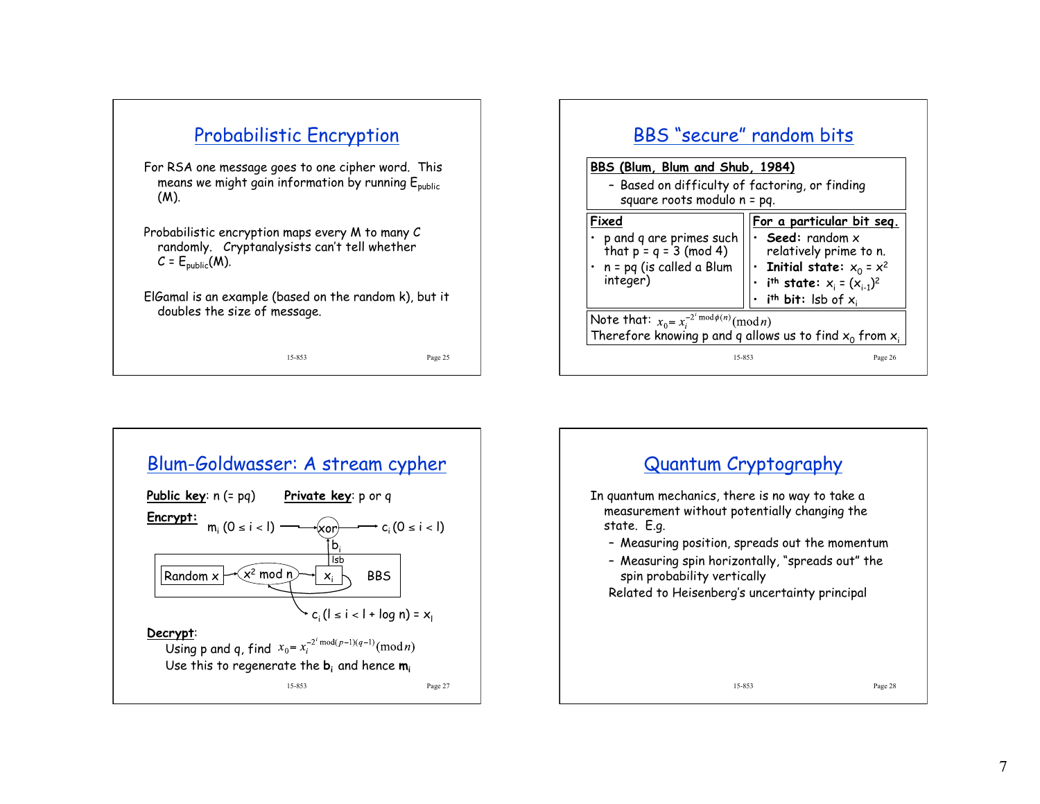## Probabilistic Encryption

For RSA one message goes to one cipher word. This means we might gain information by running $E_{public}(M)$.

Probabilistic encryption maps every M to many C randomly. Cryptanalysists can't tell whether $C = E_{public}(M)$.

ElGamal is an example (based on the random k), but it doubles the size of message.

## BBS "secure" random bits

**BBS (Blum, Blum and Shub, 1984)**

- Based on difficulty of factoring, or finding square roots modulo n = pq.

| **Fixed** | **For a particular bit seq.** |
|---|---|
| • p and q are primes such that p = q = 3 (mod 4)<br>• n = pq (is called a Blum integer) | • **Seed:** random x relatively prime to n.<br>• **Initial state:** $x_0 = x^2$<br>• **$i^{th}$ state:** $x_i = (x_{i-1})^2$<br>• **$i^{th}$ bit:** lsb of $x_i$ |

Note that: $x_0 = x_i^{-2^i \bmod \phi(n)} \pmod n$

Therefore knowing p and q allows us to find $x_0$ from $x_i$

## Blum-Goldwasser: A stream cypher

**Public key**: n (= pq) **Private key**: p or q

**Encrypt:**

$m_i$ $(0 \le i < l)$ → xor → $c_i$ $(0 \le i < l)$

$b_i$ (lsb of $x_i$) feeds into the xor.

BBS: Random x → $x^2$ mod n → $x_i$ (looping back through $x^2$ mod n)

$c_i$ $(l \le i < l + \log n) = x_l$

**Decrypt**:

Using p and q, find $x_0 = x_i^{-2^i \bmod (p-1)(q-1)} \pmod n$

Use this to regenerate the $\mathbf{b_i}$ and hence $\mathbf{m_i}$

## Quantum Cryptography

In quantum mechanics, there is no way to take a measurement without potentially changing the state. E.g.

- Measuring position, spreads out the momentum
- Measuring spin horizontally, "spreads out" the spin probability vertically

Related to Heisenberg's uncertainty principal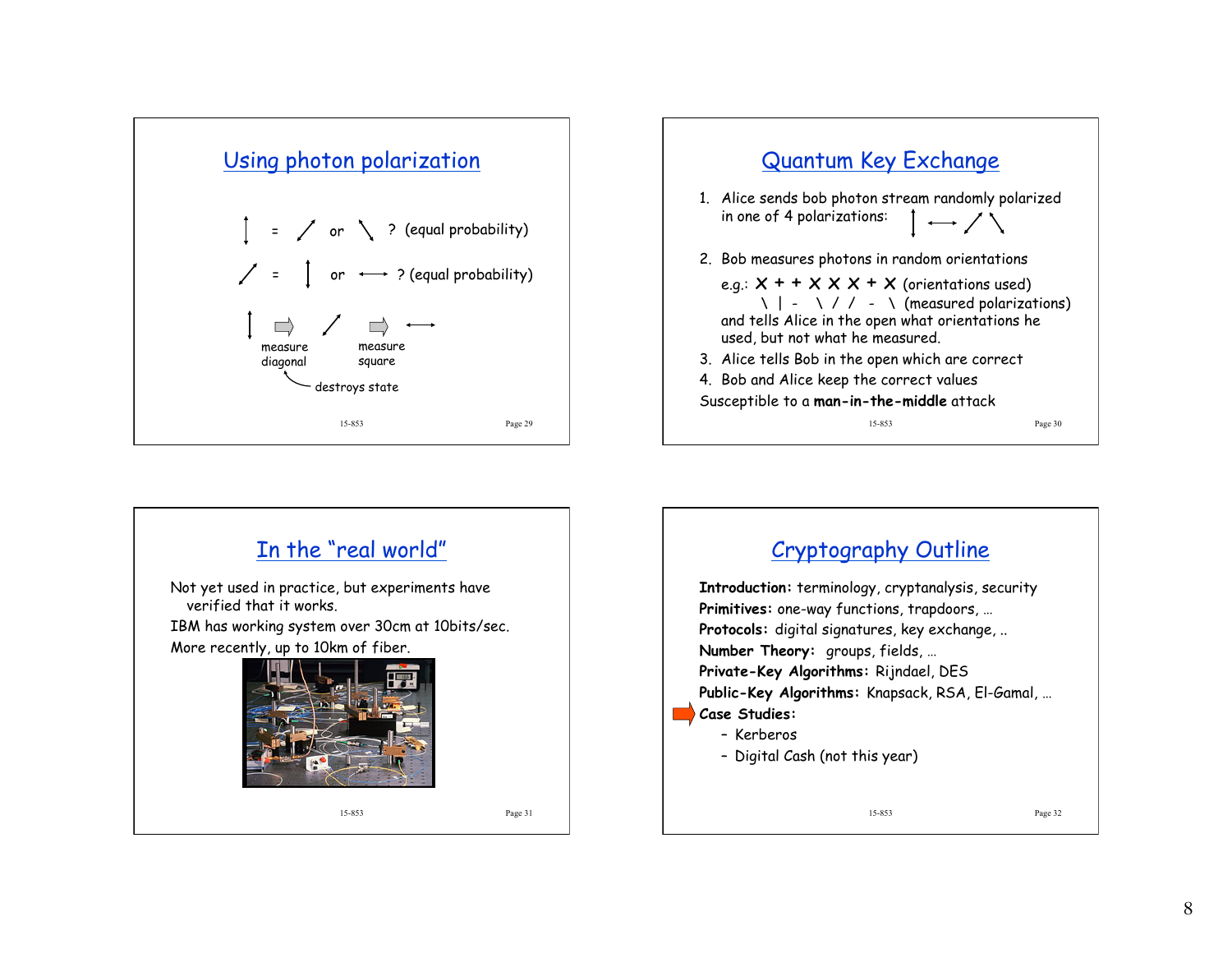## Using photon polarization

↕ = ⤢ or ⤡ ? (equal probability)

⤢ = ↕ or ↔ ? (equal probability)

↕ ⇨ measure diagonal ⤢ ⇨ measure square ↔

destroys state

## Quantum Key Exchange

1. Alice sends bob photon stream randomly polarized in one of 4 polarizations: ↕ ↔ ⤢ ⤡

2. Bob measures photons in random orientations

   e.g.: X + + X X X + X (orientations used)

   \ | - \ / / - \ (measured polarizations)

   and tells Alice in the open what orientations he used, but not what he measured.

3. Alice tells Bob in the open which are correct

4. Bob and Alice keep the correct values

Susceptible to a **man-in-the-middle** attack

## In the "real world"

Not yet used in practice, but experiments have verified that it works.

IBM has working system over 30cm at 10bits/sec.

More recently, up to 10km of fiber.

## Cryptography Outline

**Introduction:** terminology, cryptanalysis, security

**Primitives:** one-way functions, trapdoors, …

**Protocols:** digital signatures, key exchange, ..

**Number Theory:** groups, fields, …

**Private-Key Algorithms:** Rijndael, DES

**Public-Key Algorithms:** Knapsack, RSA, El-Gamal, …

**Case Studies:**

- Kerberos
- Digital Cash (not this year)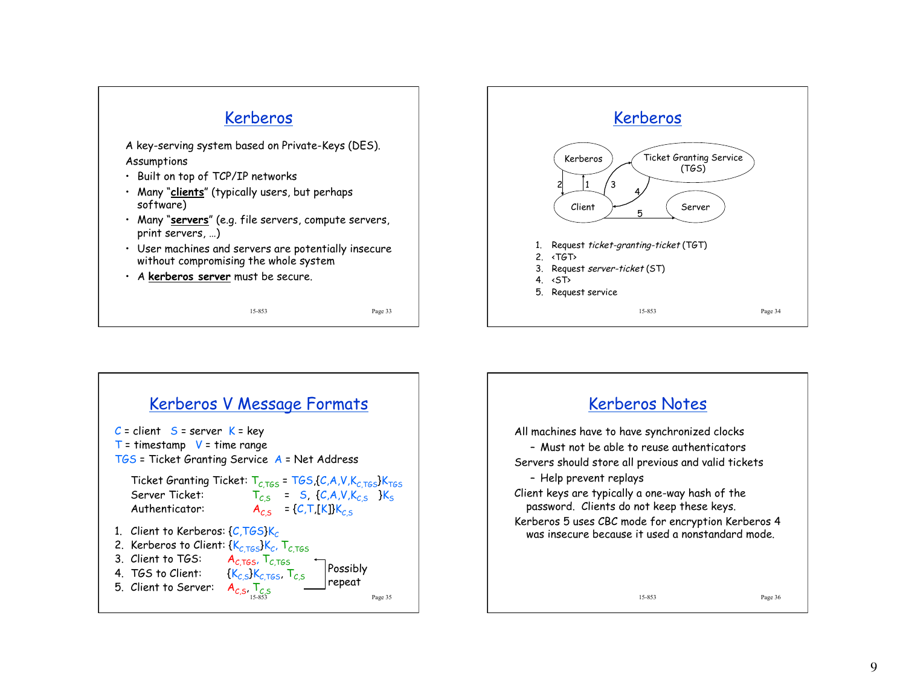## Kerberos

A key-serving system based on Private-Keys (DES).

Assumptions

- Built on top of TCP/IP networks
- Many "**clients**" (typically users, but perhaps software)
- Many "**servers**" (e.g. file servers, compute servers, print servers, …)
- User machines and servers are potentially insecure without compromising the whole system
- A **kerberos server** must be secure.

## Kerberos

Kerberos

Ticket Granting Service (TGS)

Client

Server

1

2

3

4

5

1. Request *ticket-granting-ticket* (TGT)
2. <TGT>
3. Request *server-ticket* (ST)
4. <ST>
5. Request service

## Kerberos V Message Formats

C = client  S = server  K = key
T = timestamp  V = time range
TGS = Ticket Granting Service  A = Net Address

Ticket Granting Ticket: $T_{C,TGS}$ = TGS,{C,A,V,$K_{C,TGS}$}$K_{TGS}$
Server Ticket: $T_{C,S}$ = S, {C,A,V,$K_{C,S}$}$K_S$
Authenticator: $A_{C,S}$ = {C,T,[K]}$K_{C,S}$

1. Client to Kerberos: {C,TGS}$K_C$
2. Kerberos to Client: {$K_{C,TGS}$}$K_C$, $T_{C,TGS}$
3. Client to TGS: $A_{C,TGS}$, $T_{C,TGS}$
4. TGS to Client: {$K_{C,S}$}$K_{C,TGS}$, $T_{C,S}$
5. Client to Server: $A_{C,S}$, $T_{C,S}$

Possibly repeat

## Kerberos Notes

All machines have to have synchronized clocks

- Must not be able to reuse authenticators

Servers should store all previous and valid tickets

- Help prevent replays

Client keys are typically a one-way hash of the password. Clients do not keep these keys.

Kerberos 5 uses CBC mode for encryption Kerberos 4 was insecure because it used a nonstandard mode.